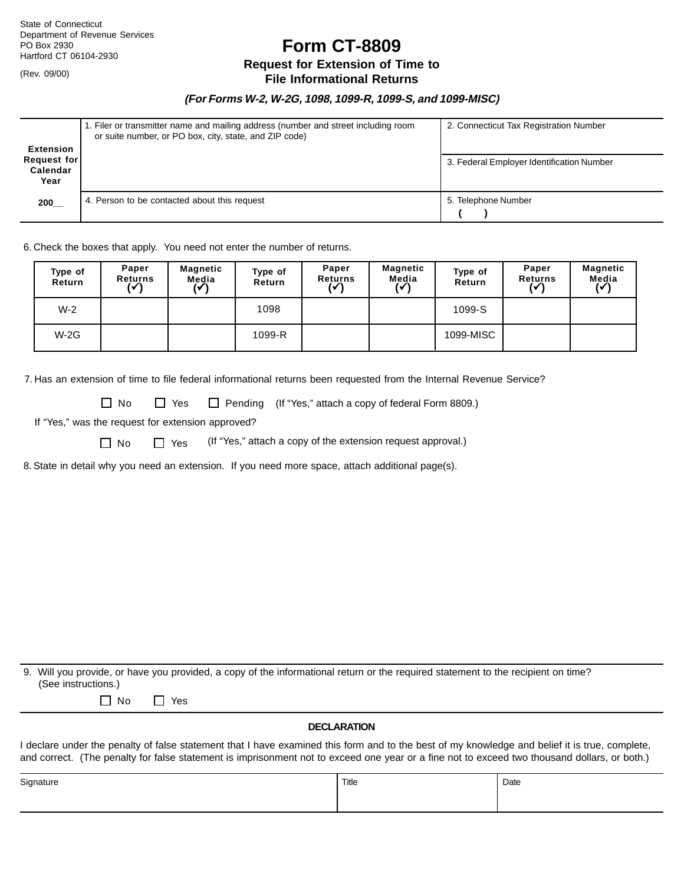State of Connecticut
Department of Revenue Services
PO Box 2930
Hartford CT 06104-2930

(Rev. 09/00)

# Form CT-8809

## Request for Extension of Time to File Informational Returns

***(For Forms W-2, W-2G, 1098, 1099-R, 1099-S, and 1099-MISC)***

| **Extension Request for Calendar Year** | 1. Filer or transmitter name and mailing address (number and street including room or suite number, or PO box, city, state, and ZIP code) | 2. Connecticut Tax Registration Number |
|---|---|---|
| | | 3. Federal Employer Identification Number |
| **200__** | 4. Person to be contacted about this request | 5. Telephone Number ( ) |

6. Check the boxes that apply. You need not enter the number of returns.

| Type of Return | Paper Returns (✓) | Magnetic Media (✓) | Type of Return | Paper Returns (✓) | Magnetic Media (✓) | Type of Return | Paper Returns (✓) | Magnetic Media (✓) |
|---|---|---|---|---|---|---|---|---|
| W-2 | | | 1098 | | | 1099-S | | |
| W-2G | | | 1099-R | | | 1099-MISC | | |

7. Has an extension of time to file federal informational returns been requested from the Internal Revenue Service?

☐ No ☐ Yes ☐ Pending (If "Yes," attach a copy of federal Form 8809.)

If "Yes," was the request for extension approved?

☐ No ☐ Yes (If "Yes," attach a copy of the extension request approval.)

8. State in detail why you need an extension. If you need more space, attach additional page(s).

9. Will you provide, or have you provided, a copy of the informational return or the required statement to the recipient on time? (See instructions.)

☐ No ☐ Yes

**DECLARATION**

I declare under the penalty of false statement that I have examined this form and to the best of my knowledge and belief it is true, complete, and correct. (The penalty for false statement is imprisonment not to exceed one year or a fine not to exceed two thousand dollars, or both.)

| Signature | Title | Date |
|---|---|---|
| | | |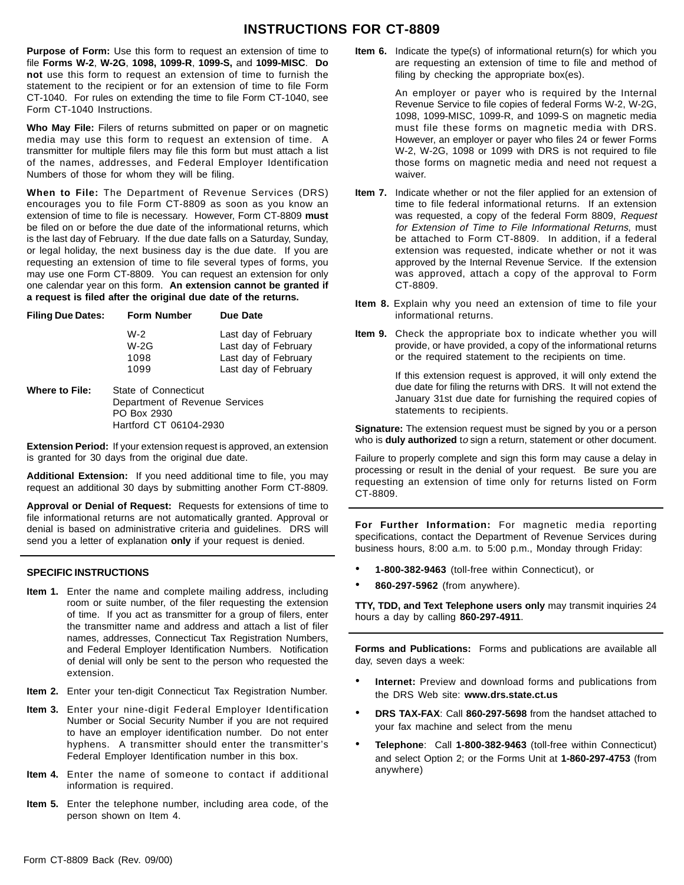# INSTRUCTIONS FOR CT-8809

**Purpose of Form:** Use this form to request an extension of time to file **Forms W-2**, **W-2G**, **1098**, **1099-R**, **1099-S,** and **1099-MISC**. **Do not** use this form to request an extension of time to furnish the statement to the recipient or for an extension of time to file Form CT-1040. For rules on extending the time to file Form CT-1040, see Form CT-1040 Instructions.

**Who May File:** Filers of returns submitted on paper or on magnetic media may use this form to request an extension of time. A transmitter for multiple filers may file this form but must attach a list of the names, addresses, and Federal Employer Identification Numbers of those for whom they will be filing.

**When to File:** The Department of Revenue Services (DRS) encourages you to file Form CT-8809 as soon as you know an extension of time to file is necessary. However, Form CT-8809 **must** be filed on or before the due date of the informational returns, which is the last day of February. If the due date falls on a Saturday, Sunday, or legal holiday, the next business day is the due date. If you are requesting an extension of time to file several types of forms, you may use one Form CT-8809. You can request an extension for only one calendar year on this form. **An extension cannot be granted if a request is filed after the original due date of the returns.**

| Filing Due Dates: | Form Number | Due Date |
|---|---|---|
| | W-2 | Last day of February |
| | W-2G | Last day of February |
| | 1098 | Last day of February |
| | 1099 | Last day of February |

**Where to File:** State of Connecticut
Department of Revenue Services
PO Box 2930
Hartford CT 06104-2930

**Extension Period:** If your extension request is approved, an extension is granted for 30 days from the original due date.

**Additional Extension:** If you need additional time to file, you may request an additional 30 days by submitting another Form CT-8809.

**Approval or Denial of Request:** Requests for extensions of time to file informational returns are not automatically granted. Approval or denial is based on administrative criteria and guidelines. DRS will send you a letter of explanation **only** if your request is denied.

## SPECIFIC INSTRUCTIONS

**Item 1.** Enter the name and complete mailing address, including room or suite number, of the filer requesting the extension of time. If you act as transmitter for a group of filers, enter the transmitter name and address and attach a list of filer names, addresses, Connecticut Tax Registration Numbers, and Federal Employer Identification Numbers. Notification of denial will only be sent to the person who requested the extension.

**Item 2.** Enter your ten-digit Connecticut Tax Registration Number.

**Item 3.** Enter your nine-digit Federal Employer Identification Number or Social Security Number if you are not required to have an employer identification number. Do not enter hyphens. A transmitter should enter the transmitter's Federal Employer Identification number in this box.

**Item 4.** Enter the name of someone to contact if additional information is required.

**Item 5.** Enter the telephone number, including area code, of the person shown on Item 4.

**Item 6.** Indicate the type(s) of informational return(s) for which you are requesting an extension of time to file and method of filing by checking the appropriate box(es).

An employer or payer who is required by the Internal Revenue Service to file copies of federal Forms W-2, W-2G, 1098, 1099-MISC, 1099-R, and 1099-S on magnetic media must file these forms on magnetic media with DRS. However, an employer or payer who files 24 or fewer Forms W-2, W-2G, 1098 or 1099 with DRS is not required to file those forms on magnetic media and need not request a waiver.

**Item 7.** Indicate whether or not the filer applied for an extension of time to file federal informational returns. If an extension was requested, a copy of the federal Form 8809, *Request for Extension of Time to File Informational Returns*, must be attached to Form CT-8809. In addition, if a federal extension was requested, indicate whether or not it was approved by the Internal Revenue Service. If the extension was approved, attach a copy of the approval to Form CT-8809.

**Item 8.** Explain why you need an extension of time to file your informational returns.

**Item 9.** Check the appropriate box to indicate whether you will provide, or have provided, a copy of the informational returns or the required statement to the recipients on time.

If this extension request is approved, it will only extend the due date for filing the returns with DRS. It will not extend the January 31st due date for furnishing the required copies of statements to recipients.

**Signature:** The extension request must be signed by you or a person who is **duly authorized** *to* sign a return, statement or other document.

Failure to properly complete and sign this form may cause a delay in processing or result in the denial of your request. Be sure you are requesting an extension of time only for returns listed on Form CT-8809.

**For Further Information:** For magnetic media reporting specifications, contact the Department of Revenue Services during business hours, 8:00 a.m. to 5:00 p.m., Monday through Friday:

- **1-800-382-9463** (toll-free within Connecticut), or
- **860-297-5962** (from anywhere).

**TTY, TDD, and Text Telephone users only** may transmit inquiries 24 hours a day by calling **860-297-4911**.

**Forms and Publications:** Forms and publications are available all day, seven days a week:

- **Internet:** Preview and download forms and publications from the DRS Web site: **www.drs.state.ct.us**
- **DRS TAX-FAX**: Call **860-297-5698** from the handset attached to your fax machine and select from the menu
- **Telephone**: Call **1-800-382-9463** (toll-free within Connecticut) and select Option 2; or the Forms Unit at **1-860-297-4753** (from anywhere)

Form CT-8809 Back (Rev. 09/00)